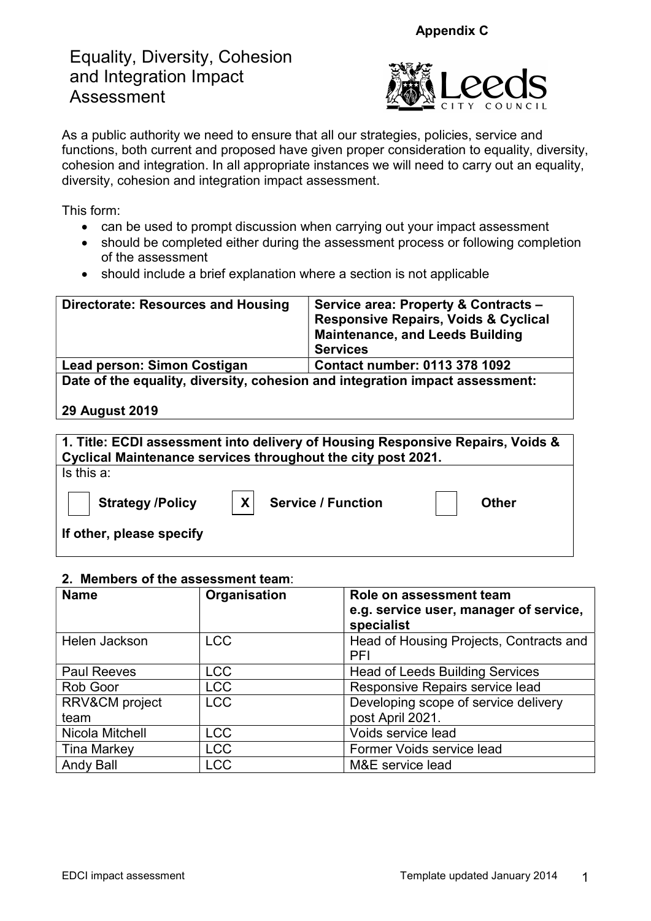**Appendix C**

# Equality, Diversity, Cohesion and Integration Impact Assessment

As a public authority we need to ensure that all our strategies, policies, service and functions, both current and proposed have given proper consideration to equality, diversity, cohesion and integration. In all appropriate instances we will need to carry out an equality, diversity, cohesion and integration impact assessment.

This form:

- can be used to prompt discussion when carrying out your impact assessment
- should be completed either during the assessment process or following completion of the assessment
- should include a brief explanation where a section is not applicable

| **Directorate: Resources and Housing** | **Service area: Property & Contracts – Responsive Repairs, Voids & Cyclical Maintenance, and Leeds Building Services** |
|---|---|
| **Lead person: Simon Costigan** | **Contact number: 0113 378 1092** |
| **Date of the equality, diversity, cohesion and integration impact assessment:**<br><br>**29 August 2019** | |

**1. Title: ECDI assessment into delivery of Housing Responsive Repairs, Voids & Cyclical Maintenance services throughout the city post 2021.**

Is this a:

| | | |
|---|---|---|
| [ ] **Strategy /Policy** | [X] **Service / Function** | [ ] **Other** |

**If other, please specify**

**2. Members of the assessment team:**

| Name | Organisation | Role on assessment team e.g. service user, manager of service, specialist |
|---|---|---|
| Helen Jackson | LCC | Head of Housing Projects, Contracts and PFI |
| Paul Reeves | LCC | Head of Leeds Building Services |
| Rob Goor | LCC | Responsive Repairs service lead |
| RRV&CM project team | LCC | Developing scope of service delivery post April 2021. |
| Nicola Mitchell | LCC | Voids service lead |
| Tina Markey | LCC | Former Voids service lead |
| Andy Ball | LCC | M&E service lead |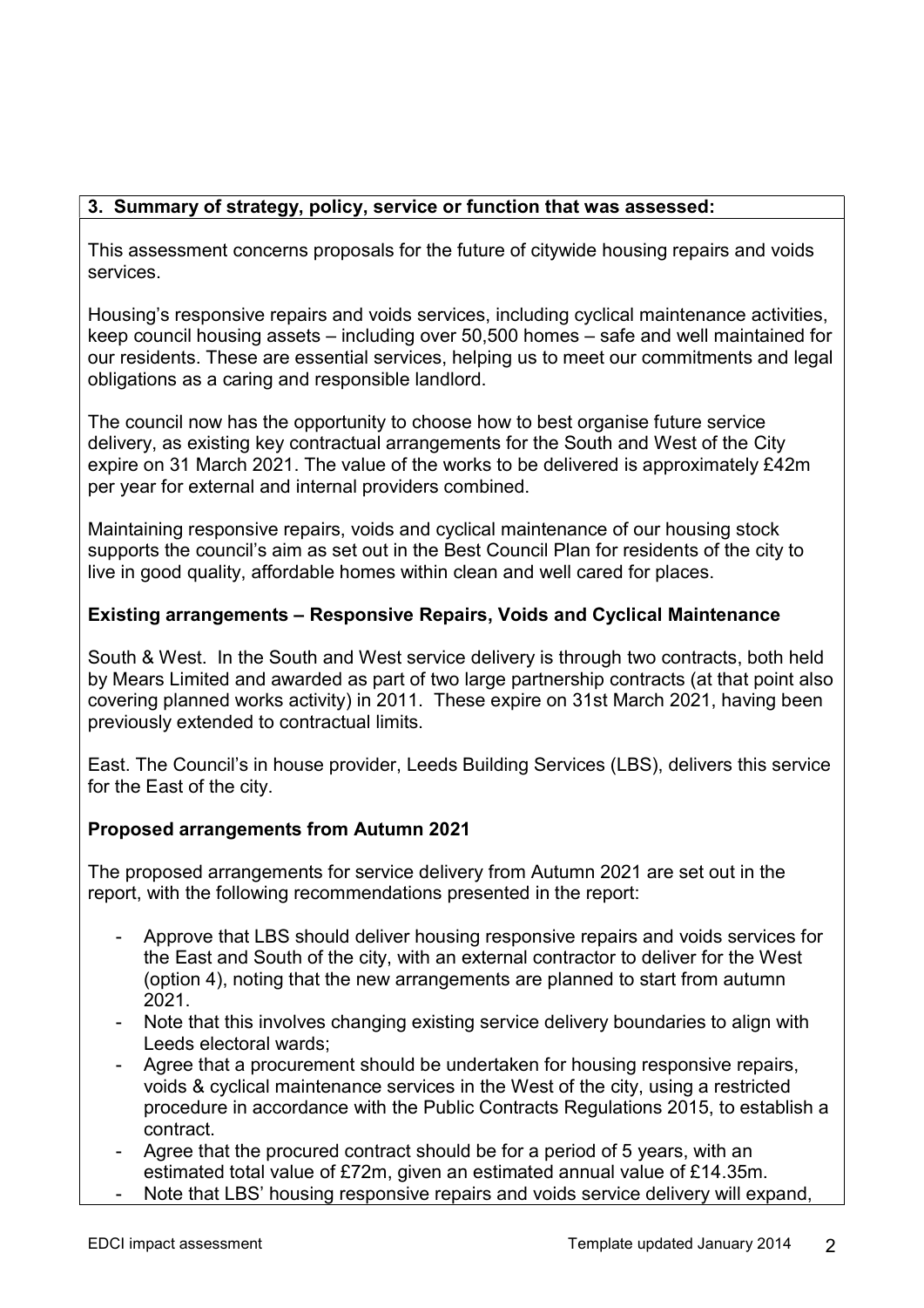**3. Summary of strategy, policy, service or function that was assessed:**

This assessment concerns proposals for the future of citywide housing repairs and voids services.

Housing's responsive repairs and voids services, including cyclical maintenance activities, keep council housing assets – including over 50,500 homes – safe and well maintained for our residents. These are essential services, helping us to meet our commitments and legal obligations as a caring and responsible landlord.

The council now has the opportunity to choose how to best organise future service delivery, as existing key contractual arrangements for the South and West of the City expire on 31 March 2021. The value of the works to be delivered is approximately £42m per year for external and internal providers combined.

Maintaining responsive repairs, voids and cyclical maintenance of our housing stock supports the council's aim as set out in the Best Council Plan for residents of the city to live in good quality, affordable homes within clean and well cared for places.

**Existing arrangements – Responsive Repairs, Voids and Cyclical Maintenance**

South & West. In the South and West service delivery is through two contracts, both held by Mears Limited and awarded as part of two large partnership contracts (at that point also covering planned works activity) in 2011. These expire on 31st March 2021, having been previously extended to contractual limits.

East. The Council's in house provider, Leeds Building Services (LBS), delivers this service for the East of the city.

**Proposed arrangements from Autumn 2021**

The proposed arrangements for service delivery from Autumn 2021 are set out in the report, with the following recommendations presented in the report:

- Approve that LBS should deliver housing responsive repairs and voids services for the East and South of the city, with an external contractor to deliver for the West (option 4), noting that the new arrangements are planned to start from autumn 2021.
- Note that this involves changing existing service delivery boundaries to align with Leeds electoral wards;
- Agree that a procurement should be undertaken for housing responsive repairs, voids & cyclical maintenance services in the West of the city, using a restricted procedure in accordance with the Public Contracts Regulations 2015, to establish a contract.
- Agree that the procured contract should be for a period of 5 years, with an estimated total value of £72m, given an estimated annual value of £14.35m.
- Note that LBS' housing responsive repairs and voids service delivery will expand,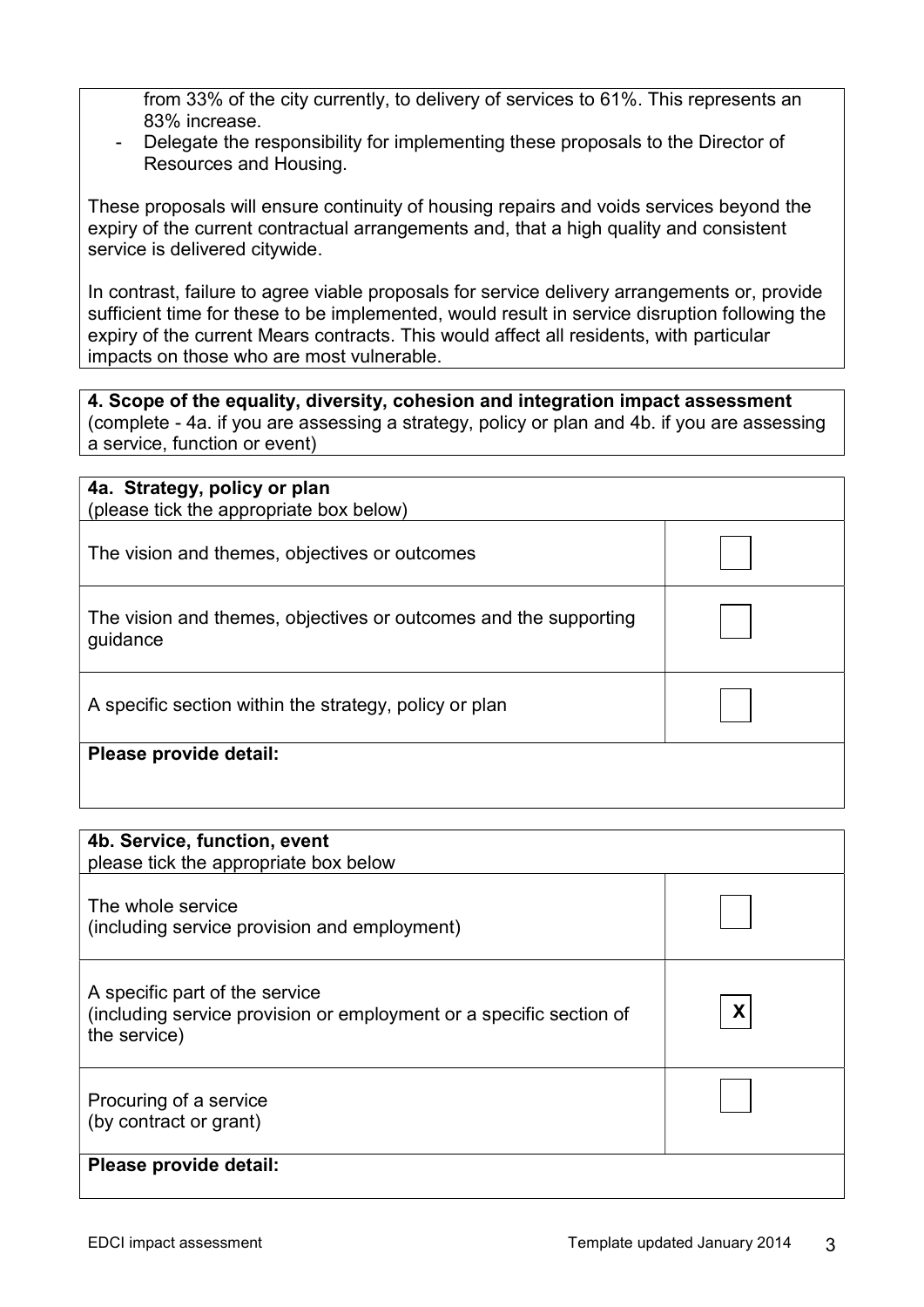from 33% of the city currently, to delivery of services to 61%. This represents an 83% increase.

- Delegate the responsibility for implementing these proposals to the Director of Resources and Housing.

These proposals will ensure continuity of housing repairs and voids services beyond the expiry of the current contractual arrangements and, that a high quality and consistent service is delivered citywide.

In contrast, failure to agree viable proposals for service delivery arrangements or, provide sufficient time for these to be implemented, would result in service disruption following the expiry of the current Mears contracts. This would affect all residents, with particular impacts on those who are most vulnerable.

**4. Scope of the equality, diversity, cohesion and integration impact assessment**
(complete - 4a. if you are assessing a strategy, policy or plan and 4b. if you are assessing a service, function or event)

| **4a. Strategy, policy or plan** (please tick the appropriate box below) | |
|---|---|
| The vision and themes, objectives or outcomes | |
| The vision and themes, objectives or outcomes and the supporting guidance | |
| A specific section within the strategy, policy or plan | |
| **Please provide detail:** | |

| **4b. Service, function, event** please tick the appropriate box below | |
|---|---|
| The whole service (including service provision and employment) | |
| A specific part of the service (including service provision or employment or a specific section of the service) | X |
| Procuring of a service (by contract or grant) | |
| **Please provide detail:** | |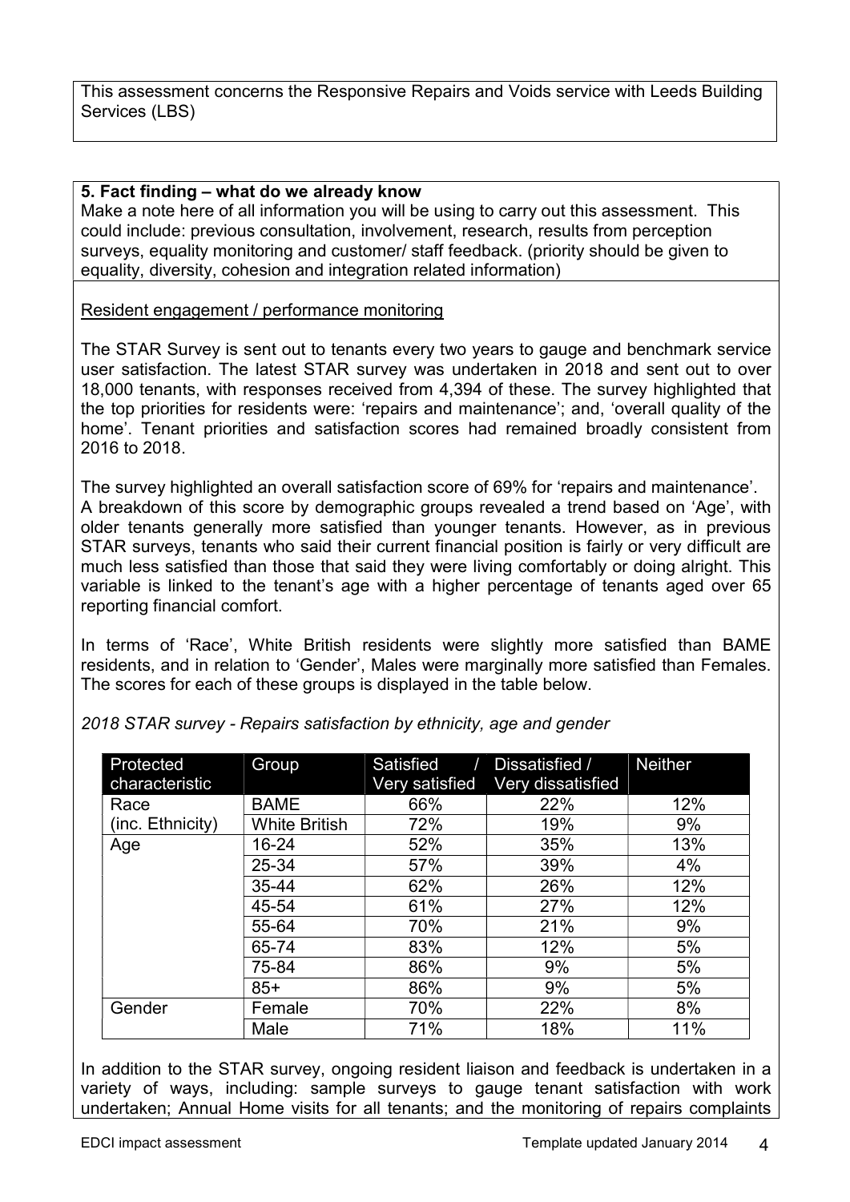This assessment concerns the Responsive Repairs and Voids service with Leeds Building Services (LBS)

**5. Fact finding – what do we already know**

Make a note here of all information you will be using to carry out this assessment. This could include: previous consultation, involvement, research, results from perception surveys, equality monitoring and customer/ staff feedback. (priority should be given to equality, diversity, cohesion and integration related information)

Resident engagement / performance monitoring

The STAR Survey is sent out to tenants every two years to gauge and benchmark service user satisfaction. The latest STAR survey was undertaken in 2018 and sent out to over 18,000 tenants, with responses received from 4,394 of these. The survey highlighted that the top priorities for residents were: 'repairs and maintenance'; and, 'overall quality of the home'. Tenant priorities and satisfaction scores had remained broadly consistent from 2016 to 2018.

The survey highlighted an overall satisfaction score of 69% for 'repairs and maintenance'. A breakdown of this score by demographic groups revealed a trend based on 'Age', with older tenants generally more satisfied than younger tenants. However, as in previous STAR surveys, tenants who said their current financial position is fairly or very difficult are much less satisfied than those that said they were living comfortably or doing alright. This variable is linked to the tenant's age with a higher percentage of tenants aged over 65 reporting financial comfort.

In terms of 'Race', White British residents were slightly more satisfied than BAME residents, and in relation to 'Gender', Males were marginally more satisfied than Females. The scores for each of these groups is displayed in the table below.

*2018 STAR survey - Repairs satisfaction by ethnicity, age and gender*

| Protected characteristic | Group | Satisfied / Very satisfied | Dissatisfied / Very dissatisfied | Neither |
|---|---|---|---|---|
| Race (inc. Ethnicity) | BAME | 66% | 22% | 12% |
| | White British | 72% | 19% | 9% |
| Age | 16-24 | 52% | 35% | 13% |
| | 25-34 | 57% | 39% | 4% |
| | 35-44 | 62% | 26% | 12% |
| | 45-54 | 61% | 27% | 12% |
| | 55-64 | 70% | 21% | 9% |
| | 65-74 | 83% | 12% | 5% |
| | 75-84 | 86% | 9% | 5% |
| | 85+ | 86% | 9% | 5% |
| Gender | Female | 70% | 22% | 8% |
| | Male | 71% | 18% | 11% |

In addition to the STAR survey, ongoing resident liaison and feedback is undertaken in a variety of ways, including: sample surveys to gauge tenant satisfaction with work undertaken; Annual Home visits for all tenants; and the monitoring of repairs complaints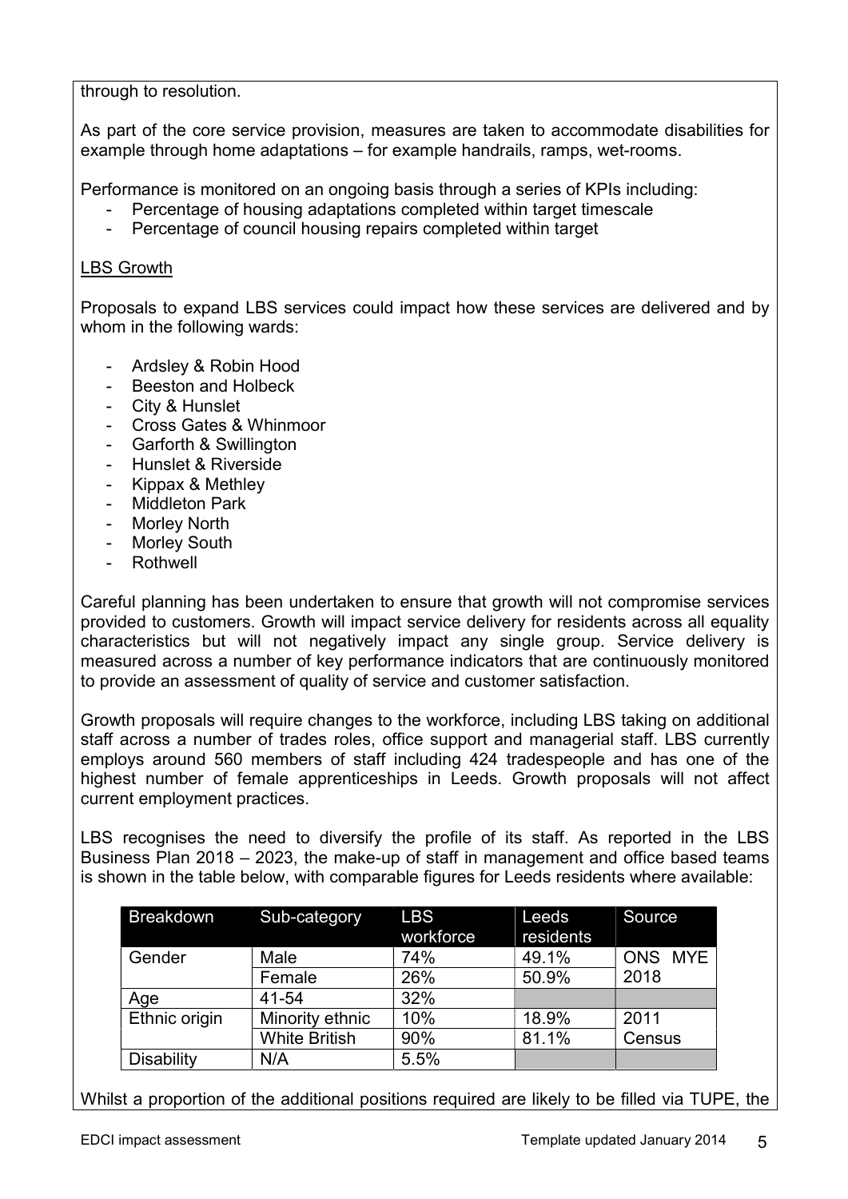through to resolution.

As part of the core service provision, measures are taken to accommodate disabilities for example through home adaptations – for example handrails, ramps, wet-rooms.

Performance is monitored on an ongoing basis through a series of KPIs including:

- Percentage of housing adaptations completed within target timescale
- Percentage of council housing repairs completed within target

<u>LBS Growth</u>

Proposals to expand LBS services could impact how these services are delivered and by whom in the following wards:

- Ardsley & Robin Hood
- Beeston and Holbeck
- City & Hunslet
- Cross Gates & Whinmoor
- Garforth & Swillington
- Hunslet & Riverside
- Kippax & Methley
- Middleton Park
- Morley North
- Morley South
- Rothwell

Careful planning has been undertaken to ensure that growth will not compromise services provided to customers. Growth will impact service delivery for residents across all equality characteristics but will not negatively impact any single group. Service delivery is measured across a number of key performance indicators that are continuously monitored to provide an assessment of quality of service and customer satisfaction.

Growth proposals will require changes to the workforce, including LBS taking on additional staff across a number of trades roles, office support and managerial staff. LBS currently employs around 560 members of staff including 424 tradespeople and has one of the highest number of female apprenticeships in Leeds. Growth proposals will not affect current employment practices.

LBS recognises the need to diversify the profile of its staff. As reported in the LBS Business Plan 2018 – 2023, the make-up of staff in management and office based teams is shown in the table below, with comparable figures for Leeds residents where available:

| Breakdown | Sub-category | LBS workforce | Leeds residents | Source |
|---|---|---|---|---|
| Gender | Male | 74% | 49.1% | ONS MYE 2018 |
| | Female | 26% | 50.9% | |
| Age | 41-54 | 32% | | |
| Ethnic origin | Minority ethnic | 10% | 18.9% | 2011 Census |
| | White British | 90% | 81.1% | |
| Disability | N/A | 5.5% | | |

Whilst a proportion of the additional positions required are likely to be filled via TUPE, the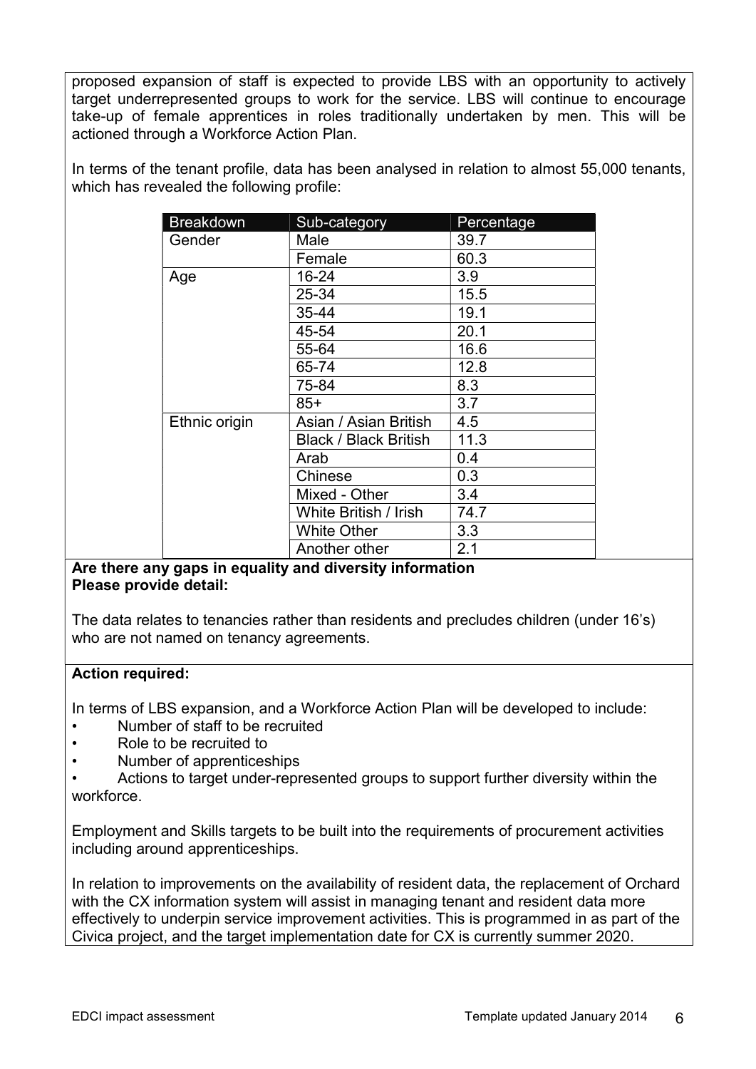proposed expansion of staff is expected to provide LBS with an opportunity to actively target underrepresented groups to work for the service. LBS will continue to encourage take-up of female apprentices in roles traditionally undertaken by men. This will be actioned through a Workforce Action Plan.

In terms of the tenant profile, data has been analysed in relation to almost 55,000 tenants, which has revealed the following profile:

| Breakdown | Sub-category | Percentage |
|---|---|---|
| Gender | Male | 39.7 |
| | Female | 60.3 |
| Age | 16-24 | 3.9 |
| | 25-34 | 15.5 |
| | 35-44 | 19.1 |
| | 45-54 | 20.1 |
| | 55-64 | 16.6 |
| | 65-74 | 12.8 |
| | 75-84 | 8.3 |
| | 85+ | 3.7 |
| Ethnic origin | Asian / Asian British | 4.5 |
| | Black / Black British | 11.3 |
| | Arab | 0.4 |
| | Chinese | 0.3 |
| | Mixed - Other | 3.4 |
| | White British / Irish | 74.7 |
| | White Other | 3.3 |
| | Another other | 2.1 |

**Are there any gaps in equality and diversity information**
**Please provide detail:**

The data relates to tenancies rather than residents and precludes children (under 16's) who are not named on tenancy agreements.

**Action required:**

In terms of LBS expansion, and a Workforce Action Plan will be developed to include:

- Number of staff to be recruited
- Role to be recruited to
- Number of apprenticeships
- Actions to target under-represented groups to support further diversity within the workforce.

Employment and Skills targets to be built into the requirements of procurement activities including around apprenticeships.

In relation to improvements on the availability of resident data, the replacement of Orchard with the CX information system will assist in managing tenant and resident data more effectively to underpin service improvement activities. This is programmed in as part of the Civica project, and the target implementation date for CX is currently summer 2020.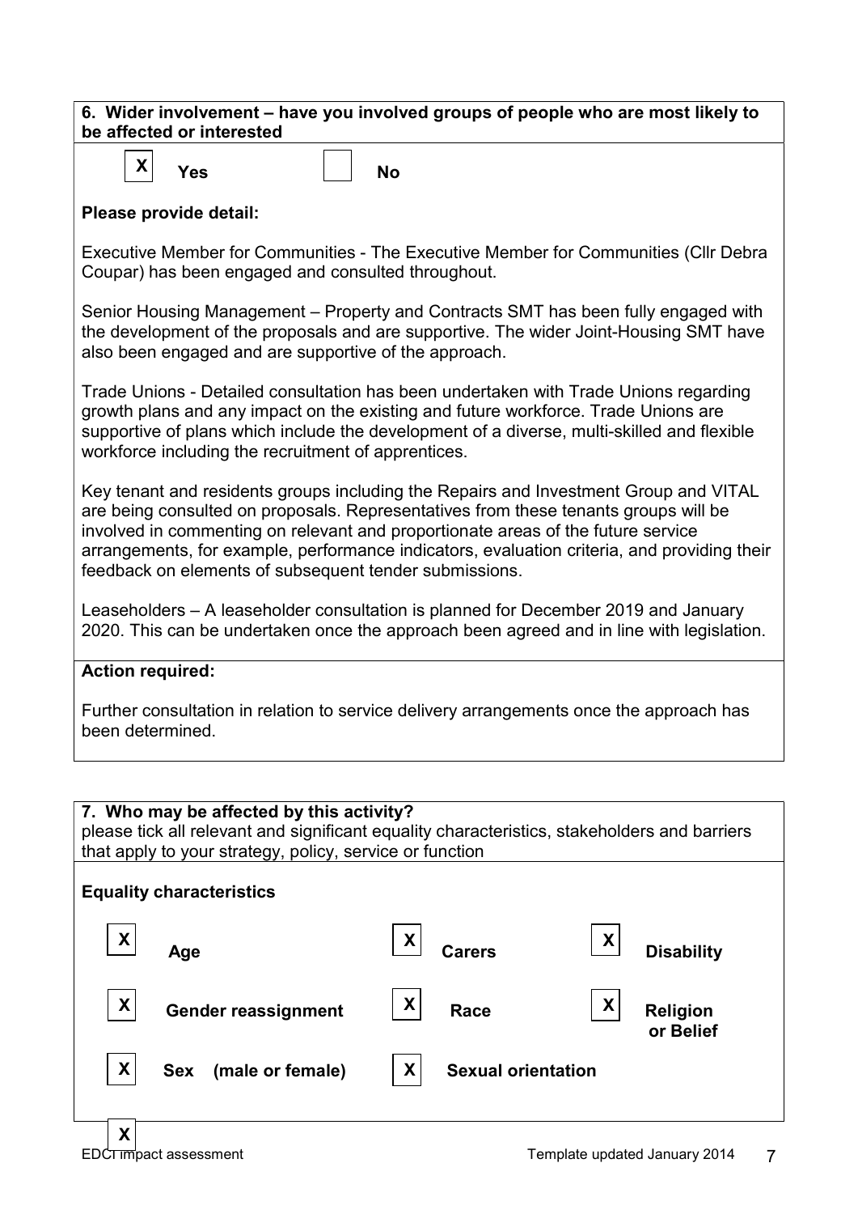**6. Wider involvement – have you involved groups of people who are most likely to be affected or interested**

[X] **Yes** [ ] **No**

**Please provide detail:**

Executive Member for Communities - The Executive Member for Communities (Cllr Debra Coupar) has been engaged and consulted throughout.

Senior Housing Management – Property and Contracts SMT has been fully engaged with the development of the proposals and are supportive. The wider Joint-Housing SMT have also been engaged and are supportive of the approach.

Trade Unions - Detailed consultation has been undertaken with Trade Unions regarding growth plans and any impact on the existing and future workforce. Trade Unions are supportive of plans which include the development of a diverse, multi-skilled and flexible workforce including the recruitment of apprentices.

Key tenant and residents groups including the Repairs and Investment Group and VITAL are being consulted on proposals. Representatives from these tenants groups will be involved in commenting on relevant and proportionate areas of the future service arrangements, for example, performance indicators, evaluation criteria, and providing their feedback on elements of subsequent tender submissions.

Leaseholders – A leaseholder consultation is planned for December 2019 and January 2020. This can be undertaken once the approach been agreed and in line with legislation.

**Action required:**

Further consultation in relation to service delivery arrangements once the approach has been determined.

**7. Who may be affected by this activity?**
please tick all relevant and significant equality characteristics, stakeholders and barriers that apply to your strategy, policy, service or function

**Equality characteristics**

[X] **Age** [X] **Carers** [X] **Disability**

[X] **Gender reassignment** [X] **Race** [X] **Religion or Belief**

[X] **Sex (male or female)** [X] **Sexual orientation**

[X]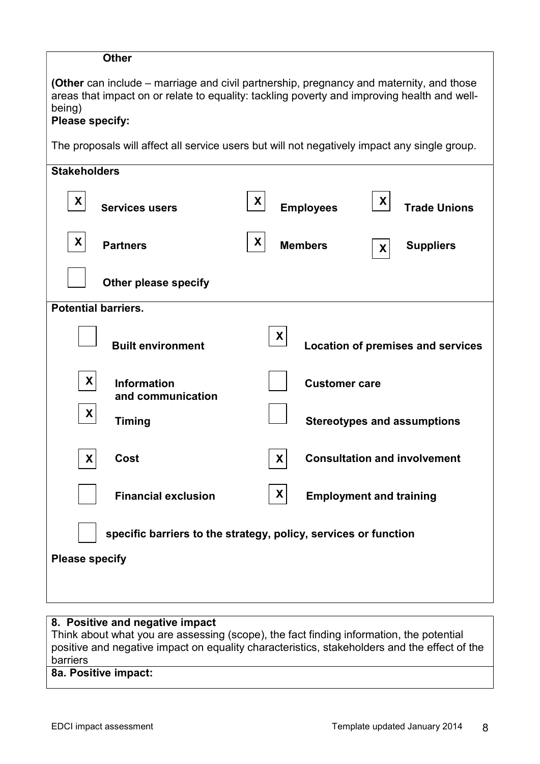**Other**

**(Other** can include – marriage and civil partnership, pregnancy and maternity, and those areas that impact on or relate to equality: tackling poverty and improving health and well-being)

**Please specify:**

The proposals will affect all service users but will not negatively impact any single group.

**Stakeholders**

| | | | | | |
|---|---|---|---|---|---|
| X | **Services users** | X | **Employees** | X | **Trade Unions** |
| X | **Partners** | X | **Members** | X | **Suppliers** |
| | **Other please specify** | | | | |

**Potential barriers.**

| | | | |
|---|---|---|---|
| | **Built environment** | X | **Location of premises and services** |
| X | **Information and communication** | | **Customer care** |
| X | **Timing** | | **Stereotypes and assumptions** |
| X | **Cost** | X | **Consultation and involvement** |
| | **Financial exclusion** | X | **Employment and training** |
| | **specific barriers to the strategy, policy, services or function** | | |

**Please specify**

**8. Positive and negative impact**

Think about what you are assessing (scope), the fact finding information, the potential positive and negative impact on equality characteristics, stakeholders and the effect of the barriers

**8a. Positive impact:**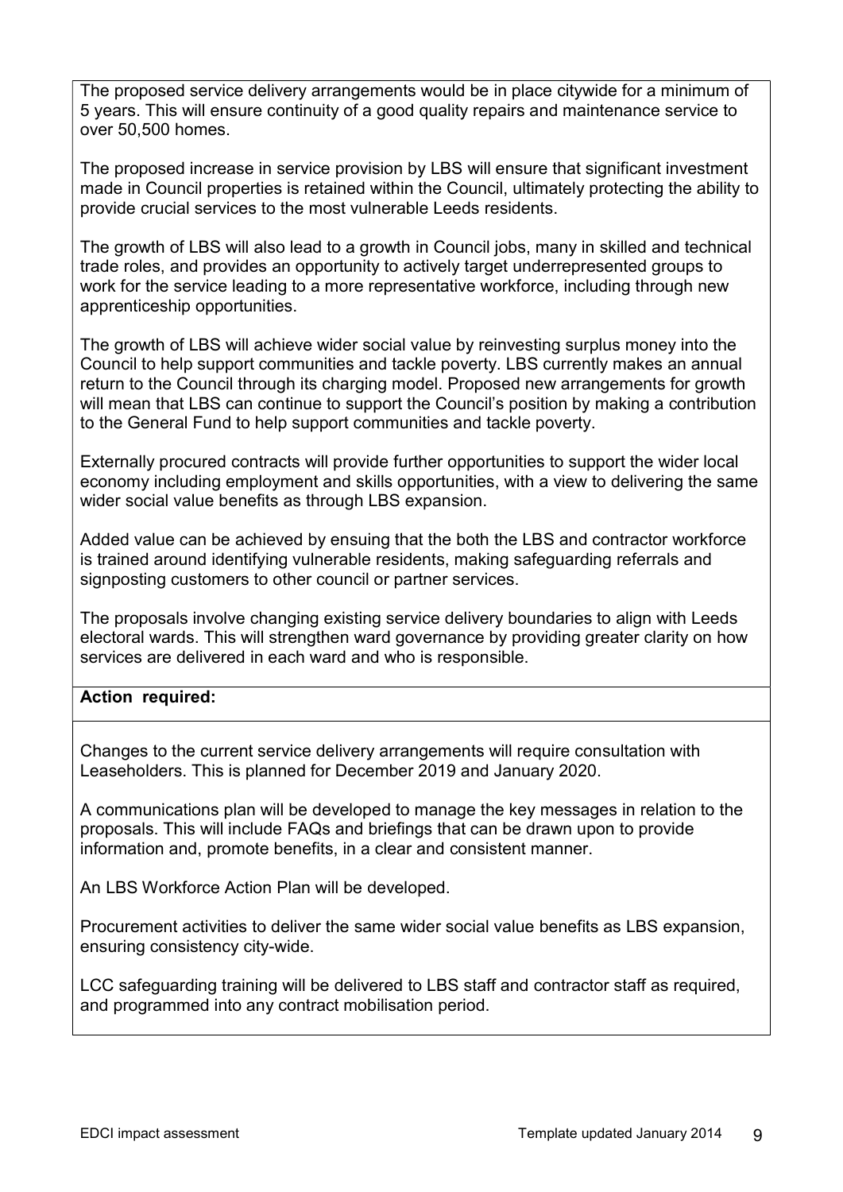The proposed service delivery arrangements would be in place citywide for a minimum of 5 years. This will ensure continuity of a good quality repairs and maintenance service to over 50,500 homes.

The proposed increase in service provision by LBS will ensure that significant investment made in Council properties is retained within the Council, ultimately protecting the ability to provide crucial services to the most vulnerable Leeds residents.

The growth of LBS will also lead to a growth in Council jobs, many in skilled and technical trade roles, and provides an opportunity to actively target underrepresented groups to work for the service leading to a more representative workforce, including through new apprenticeship opportunities.

The growth of LBS will achieve wider social value by reinvesting surplus money into the Council to help support communities and tackle poverty. LBS currently makes an annual return to the Council through its charging model. Proposed new arrangements for growth will mean that LBS can continue to support the Council's position by making a contribution to the General Fund to help support communities and tackle poverty.

Externally procured contracts will provide further opportunities to support the wider local economy including employment and skills opportunities, with a view to delivering the same wider social value benefits as through LBS expansion.

Added value can be achieved by ensuing that the both the LBS and contractor workforce is trained around identifying vulnerable residents, making safeguarding referrals and signposting customers to other council or partner services.

The proposals involve changing existing service delivery boundaries to align with Leeds electoral wards. This will strengthen ward governance by providing greater clarity on how services are delivered in each ward and who is responsible.

**Action required:**

Changes to the current service delivery arrangements will require consultation with Leaseholders. This is planned for December 2019 and January 2020.

A communications plan will be developed to manage the key messages in relation to the proposals. This will include FAQs and briefings that can be drawn upon to provide information and, promote benefits, in a clear and consistent manner.

An LBS Workforce Action Plan will be developed.

Procurement activities to deliver the same wider social value benefits as LBS expansion, ensuring consistency city-wide.

LCC safeguarding training will be delivered to LBS staff and contractor staff as required, and programmed into any contract mobilisation period.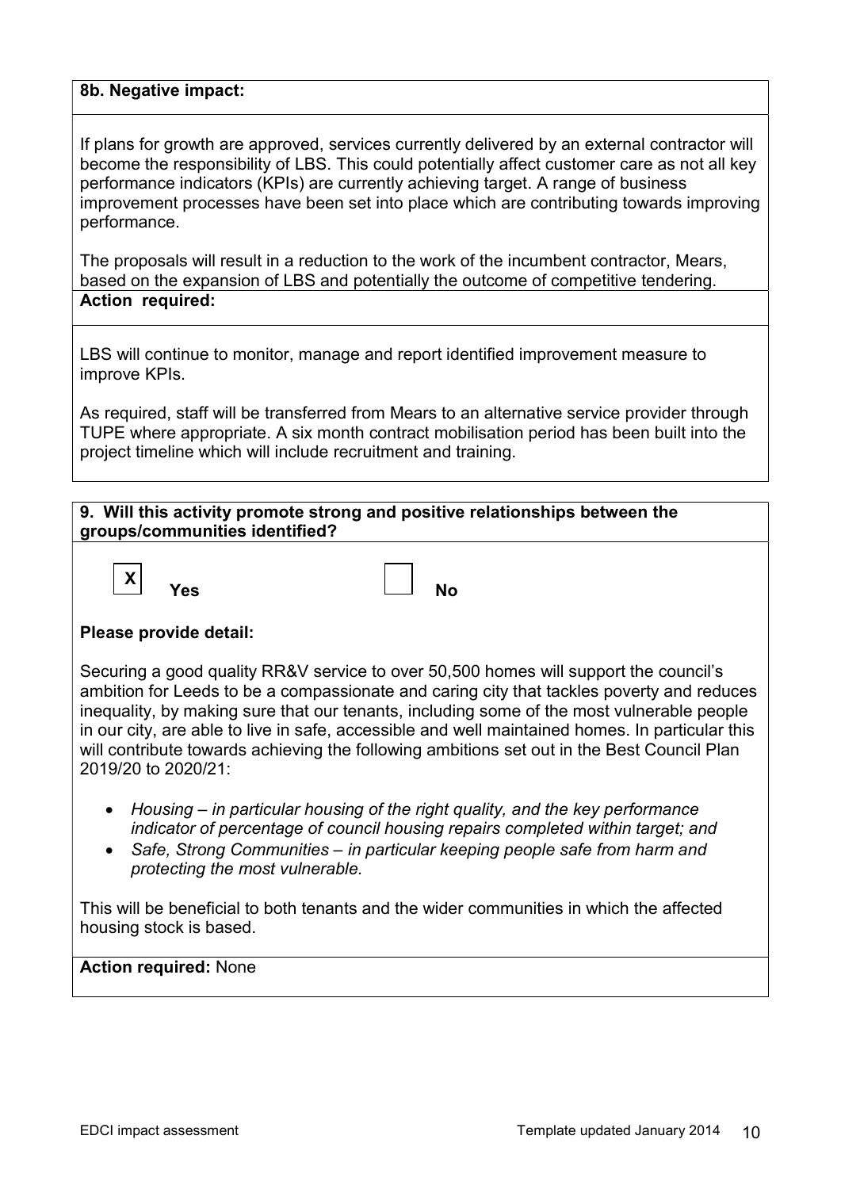**8b. Negative impact:**

If plans for growth are approved, services currently delivered by an external contractor will become the responsibility of LBS. This could potentially affect customer care as not all key performance indicators (KPIs) are currently achieving target. A range of business improvement processes have been set into place which are contributing towards improving performance.

The proposals will result in a reduction to the work of the incumbent contractor, Mears, based on the expansion of LBS and potentially the outcome of competitive tendering.

**Action required:**

LBS will continue to monitor, manage and report identified improvement measure to improve KPIs.

As required, staff will be transferred from Mears to an alternative service provider through TUPE where appropriate. A six month contract mobilisation period has been built into the project timeline which will include recruitment and training.

**9. Will this activity promote strong and positive relationships between the groups/communities identified?**

[X] **Yes** [ ] **No**

**Please provide detail:**

Securing a good quality RR&V service to over 50,500 homes will support the council's ambition for Leeds to be a compassionate and caring city that tackles poverty and reduces inequality, by making sure that our tenants, including some of the most vulnerable people in our city, are able to live in safe, accessible and well maintained homes. In particular this will contribute towards achieving the following ambitions set out in the Best Council Plan 2019/20 to 2020/21:

- *Housing – in particular housing of the right quality, and the key performance indicator of percentage of council housing repairs completed within target; and*
- *Safe, Strong Communities – in particular keeping people safe from harm and protecting the most vulnerable.*

This will be beneficial to both tenants and the wider communities in which the affected housing stock is based.

**Action required:** None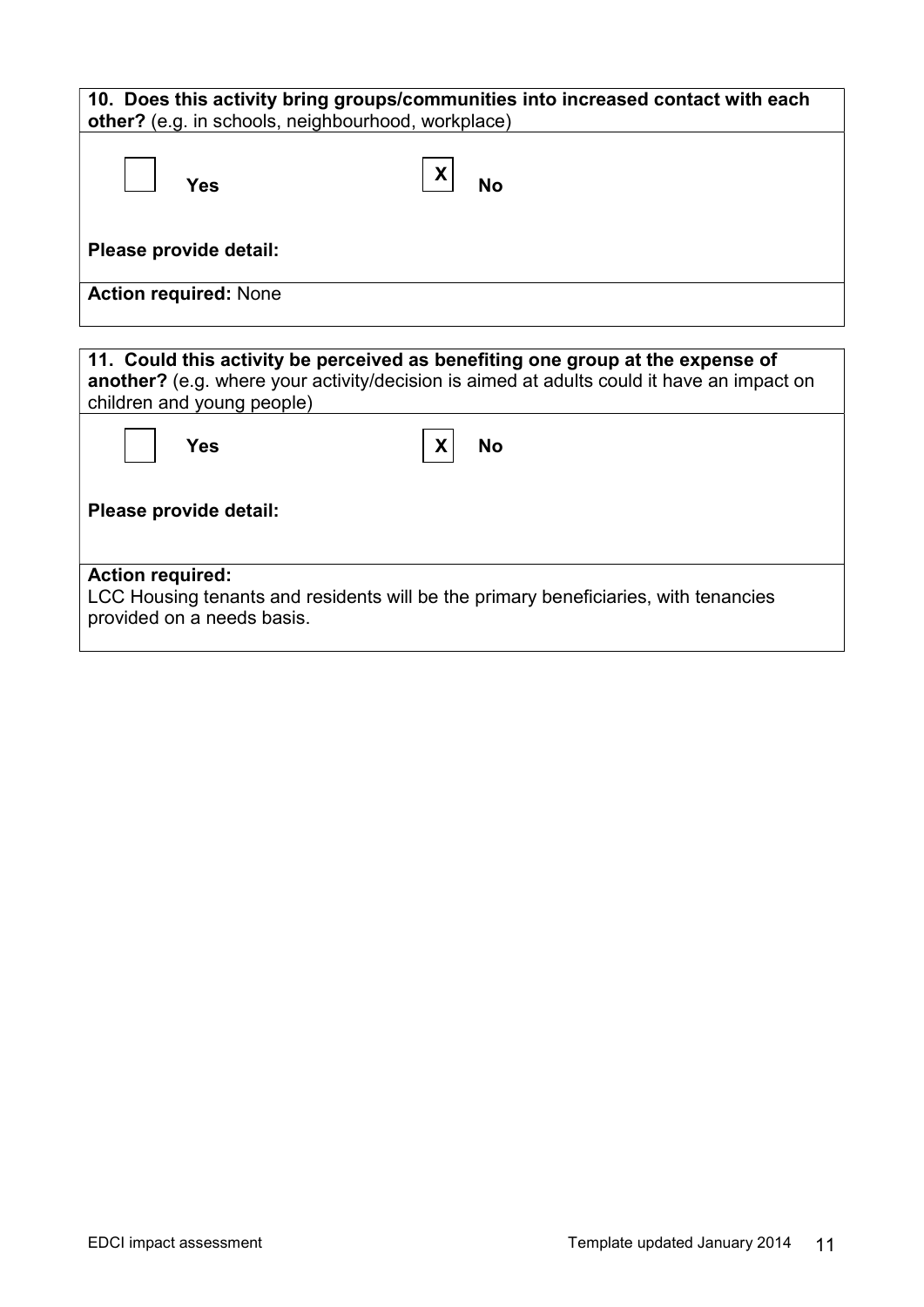**10. Does this activity bring groups/communities into increased contact with each other?** (e.g. in schools, neighbourhood, workplace)

☐ **Yes** ☒ **No**

**Please provide detail:**

**Action required:** None

**11. Could this activity be perceived as benefiting one group at the expense of another?** (e.g. where your activity/decision is aimed at adults could it have an impact on children and young people)

☐ **Yes** ☒ **No**

**Please provide detail:**

**Action required:**
LCC Housing tenants and residents will be the primary beneficiaries, with tenancies provided on a needs basis.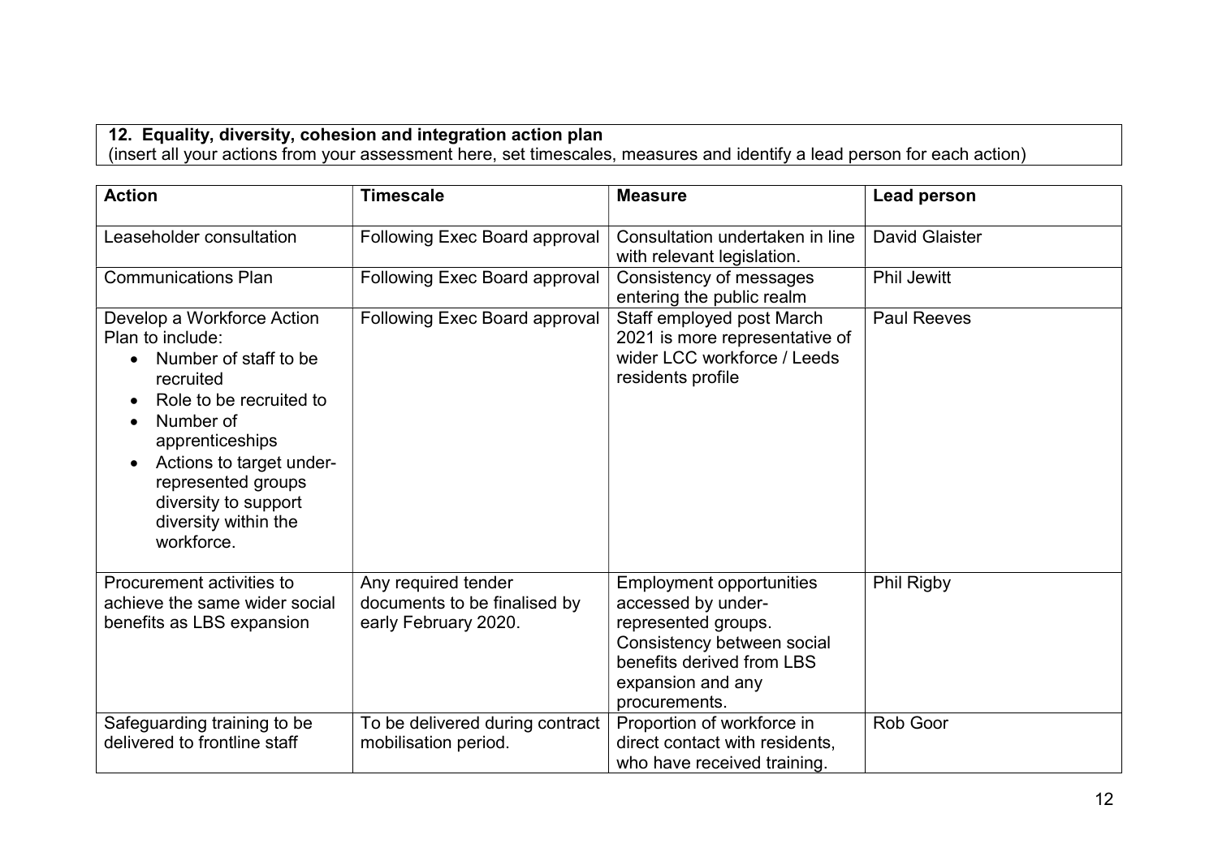**12. Equality, diversity, cohesion and integration action plan**
(insert all your actions from your assessment here, set timescales, measures and identify a lead person for each action)

| Action | Timescale | Measure | Lead person |
|---|---|---|---|
| Leaseholder consultation | Following Exec Board approval | Consultation undertaken in line with relevant legislation. | David Glaister |
| Communications Plan | Following Exec Board approval | Consistency of messages entering the public realm | Phil Jewitt |
| Develop a Workforce Action Plan to include:<br>• Number of staff to be recruited<br>• Role to be recruited to<br>• Number of apprenticeships<br>• Actions to target under-represented groups diversity to support diversity within the workforce. | Following Exec Board approval | Staff employed post March 2021 is more representative of wider LCC workforce / Leeds residents profile | Paul Reeves |
| Procurement activities to achieve the same wider social benefits as LBS expansion | Any required tender documents to be finalised by early February 2020. | Employment opportunities accessed by under-represented groups.<br>Consistency between social benefits derived from LBS expansion and any procurements. | Phil Rigby |
| Safeguarding training to be delivered to frontline staff | To be delivered during contract mobilisation period. | Proportion of workforce in direct contact with residents, who have received training. | Rob Goor |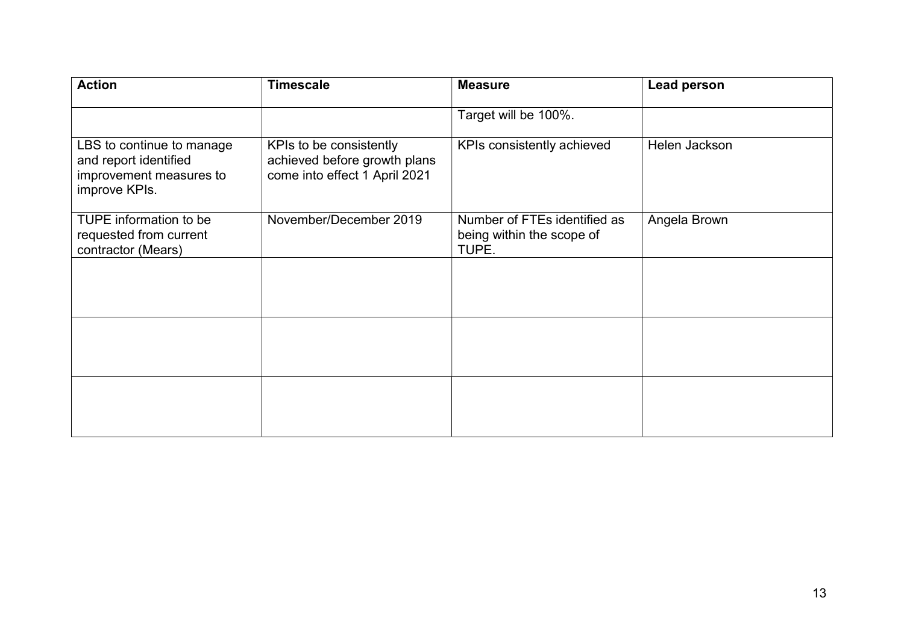| Action | Timescale | Measure | Lead person |
| --- | --- | --- | --- |
| | | Target will be 100%. | |
| LBS to continue to manage and report identified improvement measures to improve KPIs. | KPIs to be consistently achieved before growth plans come into effect 1 April 2021 | KPIs consistently achieved | Helen Jackson |
| TUPE information to be requested from current contractor (Mears) | November/December 2019 | Number of FTEs identified as being within the scope of TUPE. | Angela Brown |
| | | | |
| | | | |
| | | | |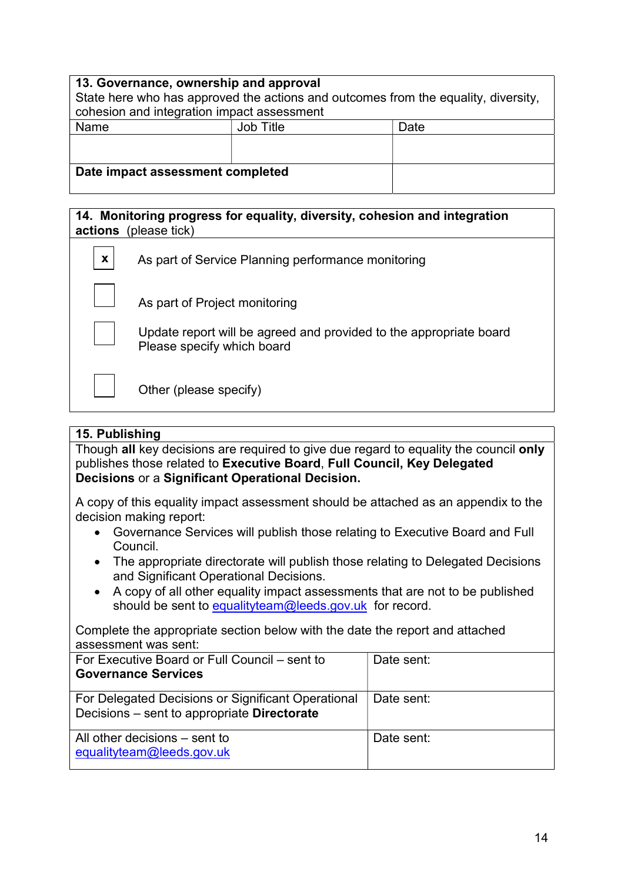**13. Governance, ownership and approval**

State here who has approved the actions and outcomes from the equality, diversity, cohesion and integration impact assessment

| Name | Job Title | Date |
| --- | --- | --- |
| | | |
| **Date impact assessment completed** | | |

**14. Monitoring progress for equality, diversity, cohesion and integration actions** (please tick)

- [x] As part of Service Planning performance monitoring
- [ ] As part of Project monitoring
- [ ] Update report will be agreed and provided to the appropriate board
  Please specify which board
- [ ] Other (please specify)

**15. Publishing**

Though **all** key decisions are required to give due regard to equality the council **only** publishes those related to **Executive Board**, **Full Council, Key Delegated Decisions** or a **Significant Operational Decision.**

A copy of this equality impact assessment should be attached as an appendix to the decision making report:

- Governance Services will publish those relating to Executive Board and Full Council.
- The appropriate directorate will publish those relating to Delegated Decisions and Significant Operational Decisions.
- A copy of all other equality impact assessments that are not to be published should be sent to equalityteam@leeds.gov.uk for record.

Complete the appropriate section below with the date the report and attached assessment was sent:

| | |
| --- | --- |
| For Executive Board or Full Council – sent to **Governance Services** | Date sent: |
| For Delegated Decisions or Significant Operational Decisions – sent to appropriate **Directorate** | Date sent: |
| All other decisions – sent to equalityteam@leeds.gov.uk | Date sent: |